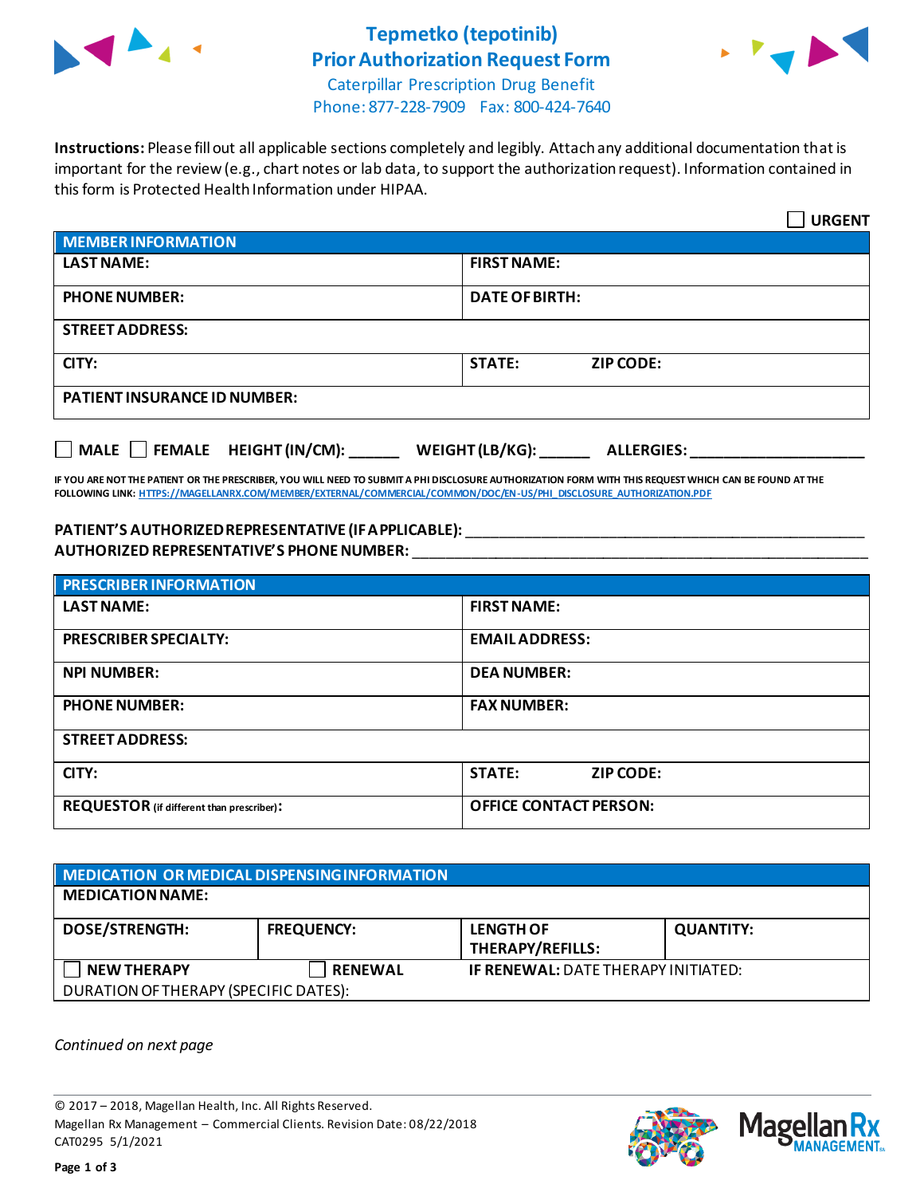# Tepmetko (tepotinib) Prior Authorization Request Form

Caterpillar Prescription Drug Benefit
Phone: 877-228-7909 Fax: 800-424-7640

**Instructions:** Please fill out all applicable sections completely and legibly. Attach any additional documentation that is important for the review (e.g., chart notes or lab data, to support the authorization request). Information contained in this form is Protected Health Information under HIPAA.

☐ **URGENT**

| MEMBER INFORMATION | |
|---|---|
| **LAST NAME:** | **FIRST NAME:** |
| **PHONE NUMBER:** | **DATE OF BIRTH:** |
| **STREET ADDRESS:** | |
| **CITY:** | **STATE:** **ZIP CODE:** |
| **PATIENT INSURANCE ID NUMBER:** | |

☐ **MALE** ☐ **FEMALE** **HEIGHT (IN/CM):** ______ **WEIGHT (LB/KG):** ______ **ALLERGIES:** ____________________

**IF YOU ARE NOT THE PATIENT OR THE PRESCRIBER, YOU WILL NEED TO SUBMIT A PHI DISCLOSURE AUTHORIZATION FORM WITH THIS REQUEST WHICH CAN BE FOUND AT THE FOLLOWING LINK:** HTTPS://MAGELLANRX.COM/MEMBER/EXTERNAL/COMMERCIAL/COMMON/DOC/EN-US/PHI_DISCLOSURE_AUTHORIZATION.PDF

**PATIENT'S AUTHORIZED REPRESENTATIVE (IF APPLICABLE):** ____________________________________________
**AUTHORIZED REPRESENTATIVE'S PHONE NUMBER:** ____________________________________________

| PRESCRIBER INFORMATION | |
|---|---|
| **LAST NAME:** | **FIRST NAME:** |
| **PRESCRIBER SPECIALTY:** | **EMAIL ADDRESS:** |
| **NPI NUMBER:** | **DEA NUMBER:** |
| **PHONE NUMBER:** | **FAX NUMBER:** |
| **STREET ADDRESS:** | |
| **CITY:** | **STATE:** **ZIP CODE:** |
| **REQUESTOR** (if different than prescriber)**:** | **OFFICE CONTACT PERSON:** |

| MEDICATION OR MEDICAL DISPENSING INFORMATION | | | |
|---|---|---|---|
| **MEDICATION NAME:** | | | |
| **DOSE/STRENGTH:** | **FREQUENCY:** | **LENGTH OF THERAPY/REFILLS:** | **QUANTITY:** |
| ☐ **NEW THERAPY** | ☐ **RENEWAL** | **IF RENEWAL:** DATE THERAPY INITIATED: | |
| DURATION OF THERAPY (SPECIFIC DATES): | | | |

*Continued on next page*

© 2017 – 2018, Magellan Health, Inc. All Rights Reserved.
Magellan Rx Management – Commercial Clients. Revision Date: 08/22/2018
CAT0295 5/1/2021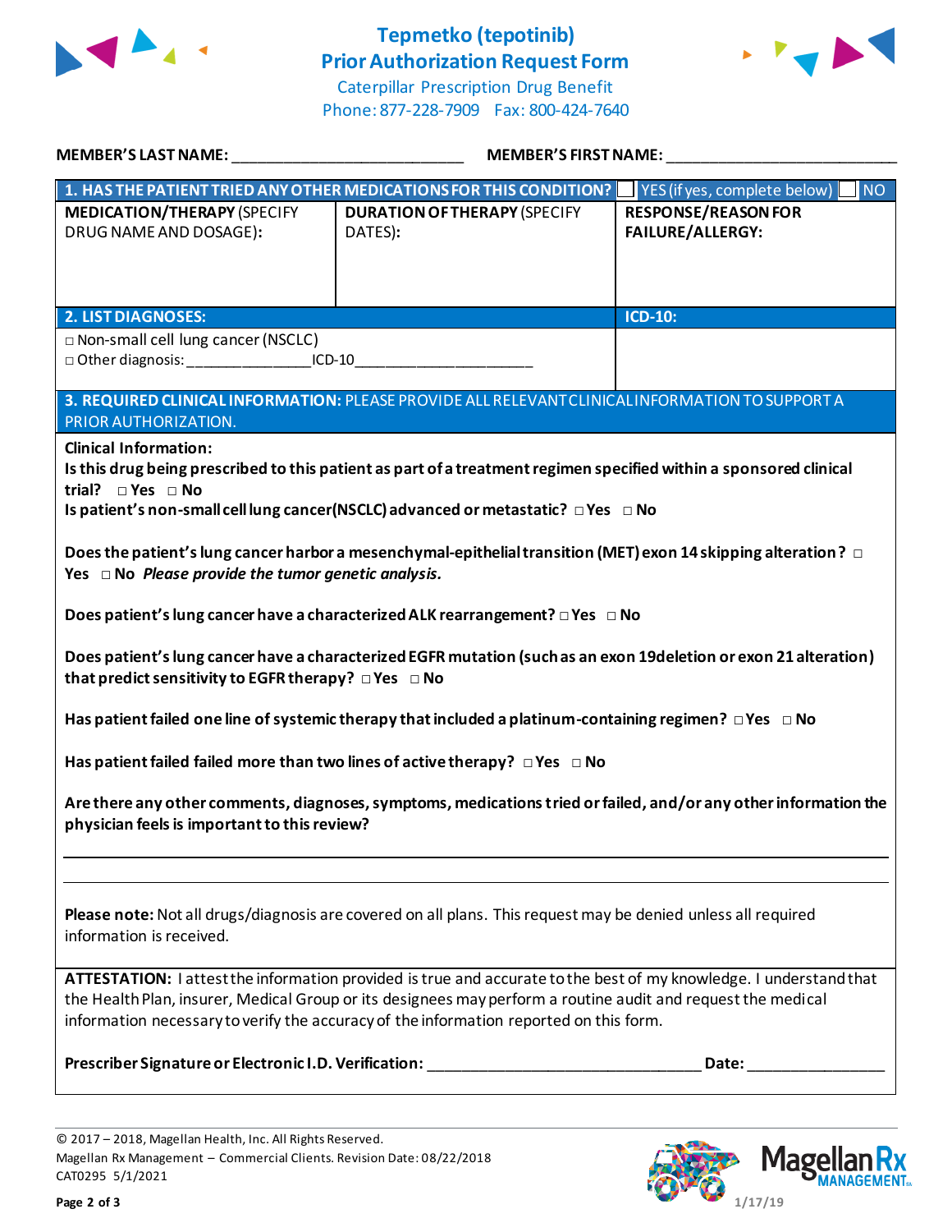# Tepmetko (tepotinib) Prior Authorization Request Form

Caterpillar Prescription Drug Benefit
Phone: 877-228-7909 Fax: 800-424-7640

**MEMBER'S LAST NAME:** ___________________________ **MEMBER'S FIRST NAME:** ___________________________

| **1. HAS THE PATIENT TRIED ANY OTHER MEDICATIONS FOR THIS CONDITION?** | | ☐ YES (if yes, complete below) ☐ NO |
|---|---|---|
| **MEDICATION/THERAPY** (SPECIFY DRUG NAME AND DOSAGE): | **DURATION OF THERAPY** (SPECIFY DATES): | **RESPONSE/REASON FOR FAILURE/ALLERGY:** |
| | | |

| **2. LIST DIAGNOSES:** | **ICD-10:** |
|---|---|
| □ Non-small cell lung cancer (NSCLC)<br>□ Other diagnosis: _______________ICD-10_____________________ | |

**3. REQUIRED CLINICAL INFORMATION:** PLEASE PROVIDE ALL RELEVANT CLINICAL INFORMATION TO SUPPORT A PRIOR AUTHORIZATION.

**Clinical Information:**

**Is this drug being prescribed to this patient as part of a treatment regimen specified within a sponsored clinical trial?** □ **Yes** □ **No**

**Is patient's non-small cell lung cancer (NSCLC) advanced or metastatic?** □ **Yes** □ **No**

**Does the patient's lung cancer harbor a mesenchymal-epithelial transition (MET) exon 14 skipping alteration?** □ **Yes** □ **No** ***Please provide the tumor genetic analysis.***

**Does patient's lung cancer have a characterized ALK rearrangement?** □ **Yes** □ **No**

**Does patient's lung cancer have a characterized EGFR mutation (such as an exon 19 deletion or exon 21 alteration) that predict sensitivity to EGFR therapy?** □ **Yes** □ **No**

**Has patient failed one line of systemic therapy that included a platinum-containing regimen?** □ **Yes** □ **No**

**Has patient failed failed more than two lines of active therapy?** □ **Yes** □ **No**

**Are there any other comments, diagnoses, symptoms, medications tried or failed, and/or any other information the physician feels is important to this review?**

_______________________________________________________________________________

_______________________________________________________________________________

**Please note:** Not all drugs/diagnosis are covered on all plans. This request may be denied unless all required information is received.

**ATTESTATION:** I attest the information provided is true and accurate to the best of my knowledge. I understand that the Health Plan, insurer, Medical Group or its designees may perform a routine audit and request the medical information necessary to verify the accuracy of the information reported on this form.

**Prescriber Signature or Electronic I.D. Verification:** ________________________________ **Date:** ________________

© 2017 – 2018, Magellan Health, Inc. All Rights Reserved.
Magellan Rx Management – Commercial Clients. Revision Date: 08/22/2018
CAT0295 5/1/2021

1/17/19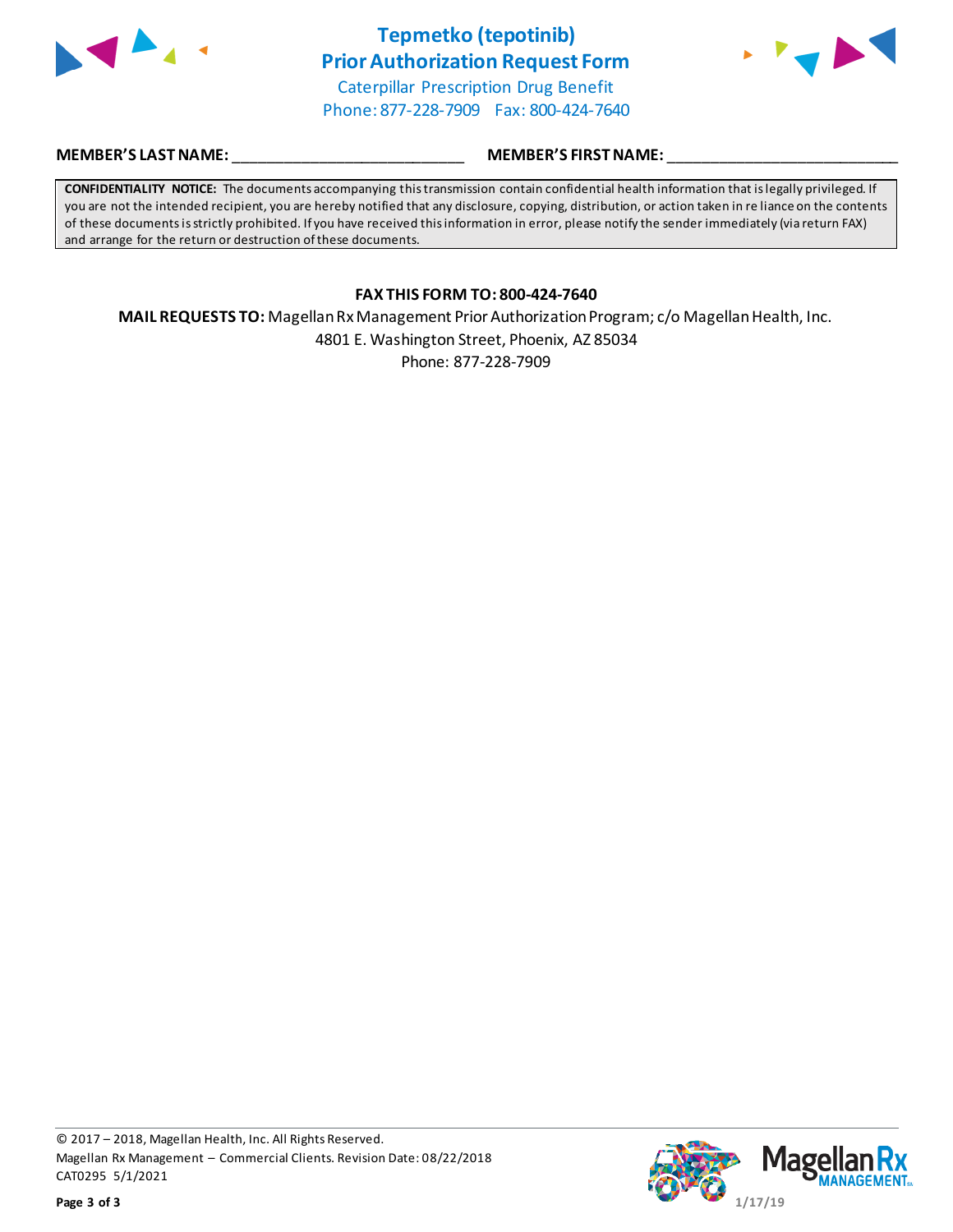# Tepmetko (tepotinib) Prior Authorization Request Form

Caterpillar Prescription Drug Benefit
Phone: 877-228-7909 Fax: 800-424-7640

**MEMBER'S LAST NAME:** ____________________________ **MEMBER'S FIRST NAME:** ____________________________

**CONFIDENTIALITY NOTICE:** The documents accompanying this transmission contain confidential health information that is legally privileged. If you are not the intended recipient, you are hereby notified that any disclosure, copying, distribution, or action taken in reliance on the contents of these documents is strictly prohibited. If you have received this information in error, please notify the sender immediately (via return FAX) and arrange for the return or destruction of these documents.

**FAX THIS FORM TO: 800-424-7640**

**MAIL REQUESTS TO:** Magellan Rx Management Prior Authorization Program; c/o Magellan Health, Inc.
4801 E. Washington Street, Phoenix, AZ 85034
Phone: 877-228-7909

© 2017 – 2018, Magellan Health, Inc. All Rights Reserved.
Magellan Rx Management – Commercial Clients. Revision Date: 08/22/2018
CAT0295 5/1/2021

1/17/19